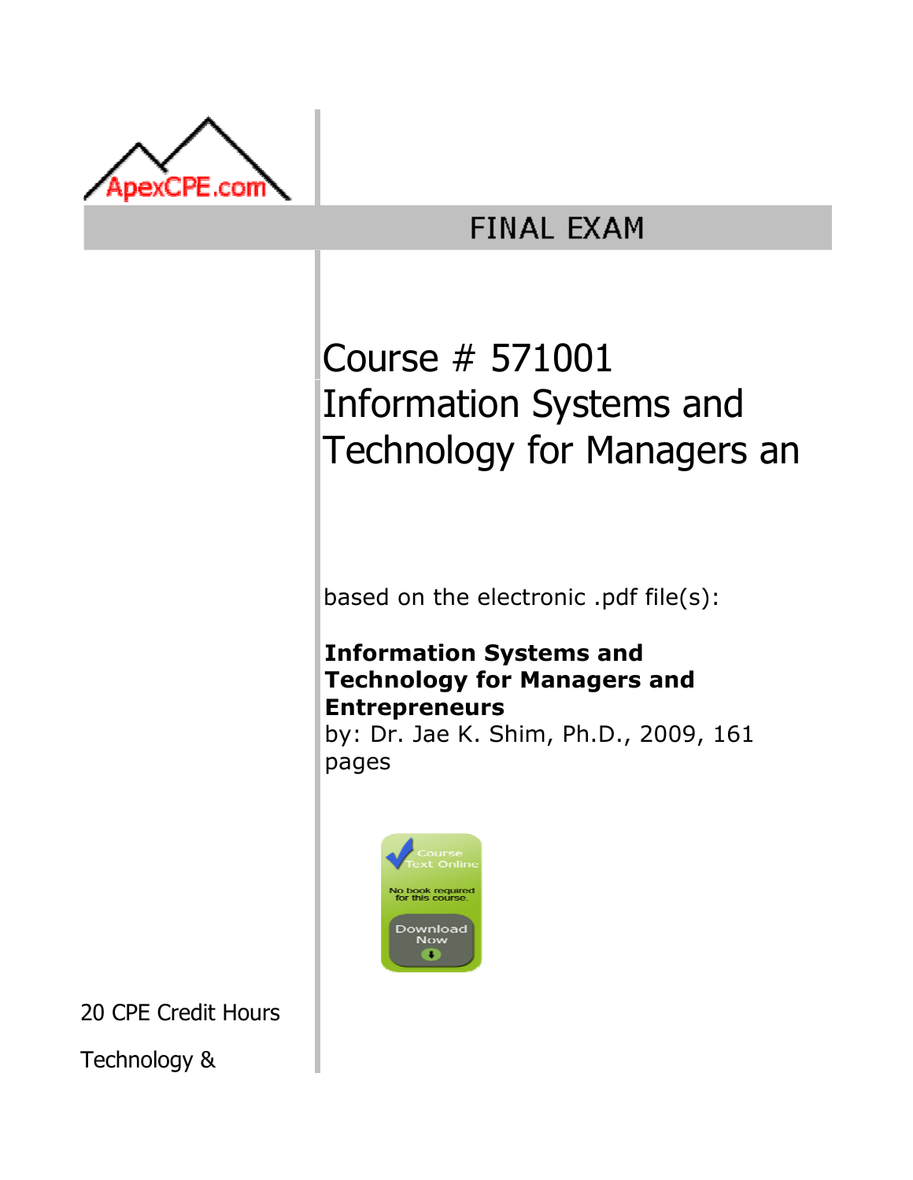ApexCPE.com

# FINAL EXAM

## Course # 571001
## Information Systems and Technology for Managers an

based on the electronic .pdf file(s):

**Information Systems and Technology for Managers and Entrepreneurs**
by: Dr. Jae K. Shim, Ph.D., 2009, 161 pages

Course Text Online
No book required for this course.
Download Now

20 CPE Credit Hours

Technology &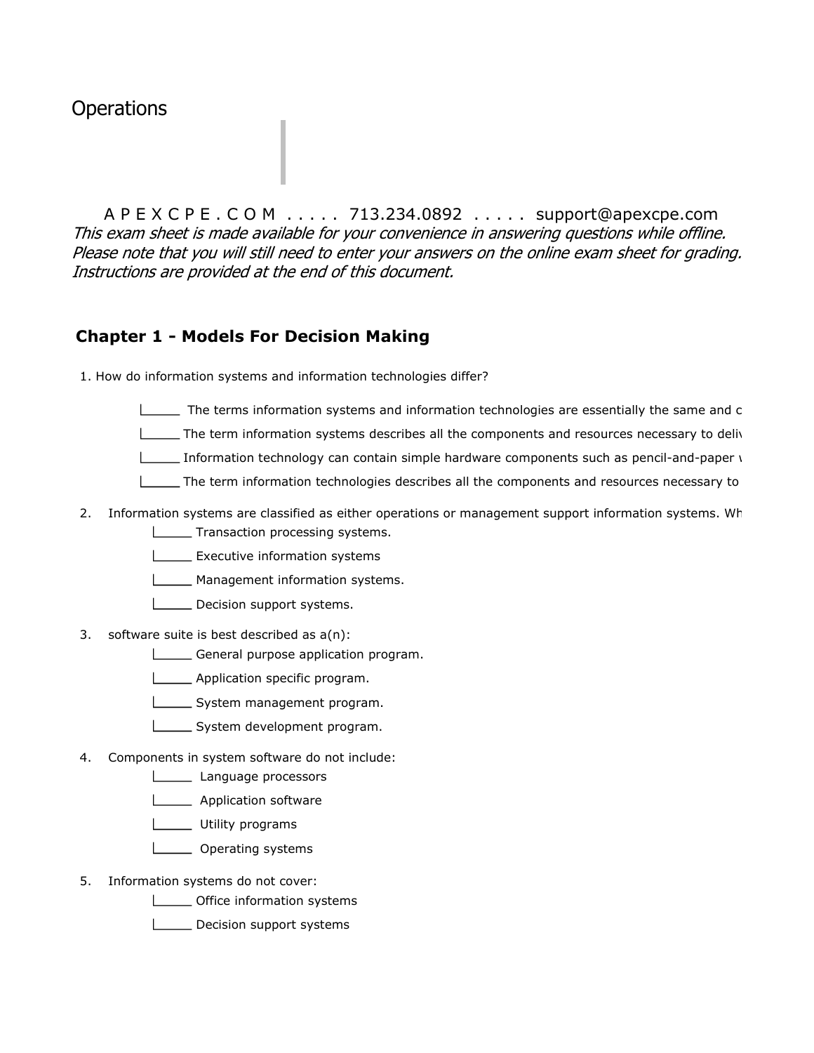# Operations

A P E X C P E . C O M . . . . . 713.234.0892 . . . . . support@apexcpe.com

*This exam sheet is made available for your convenience in answering questions while offline. Please note that you will still need to enter your answers on the online exam sheet for grading. Instructions are provided at the end of this document.*

## Chapter 1 - Models For Decision Making

1. How do information systems and information technologies differ?

   - _____ The terms information systems and information technologies are essentially the same and c
   - _____ The term information systems describes all the components and resources necessary to deliv
   - _____ Information technology can contain simple hardware components such as pencil-and-paper v
   - _____ The term information technologies describes all the components and resources necessary to

2. Information systems are classified as either operations or management support information systems. Wh

   - _____ Transaction processing systems.
   - _____ Executive information systems
   - _____ Management information systems.
   - _____ Decision support systems.

3. software suite is best described as a(n):

   - _____ General purpose application program.
   - _____ Application specific program.
   - _____ System management program.
   - _____ System development program.

4. Components in system software do not include:

   - _____ Language processors
   - _____ Application software
   - _____ Utility programs
   - _____ Operating systems

5. Information systems do not cover:

   - _____ Office information systems
   - _____ Decision support systems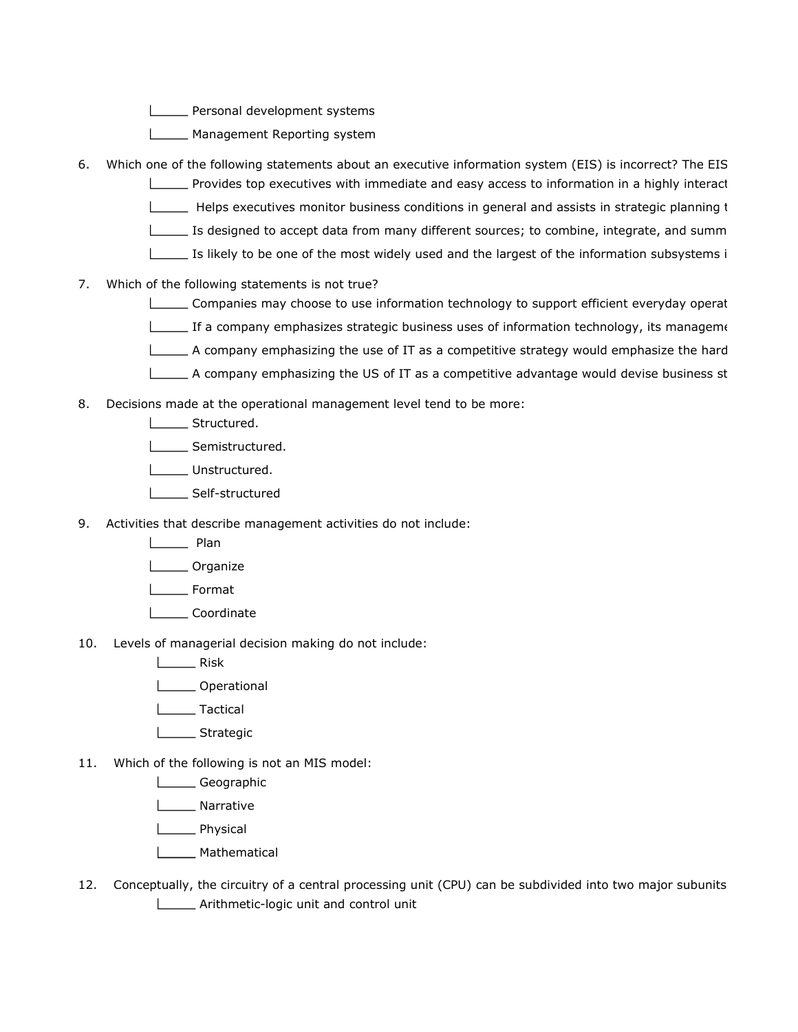- [ ] Personal development systems
- [ ] Management Reporting system

6. Which one of the following statements about an executive information system (EIS) is incorrect? The EIS
   - [ ] Provides top executives with immediate and easy access to information in a highly interact
   - [ ] Helps executives monitor business conditions in general and assists in strategic planning t
   - [ ] Is designed to accept data from many different sources; to combine, integrate, and summ
   - [ ] Is likely to be one of the most widely used and the largest of the information subsystems i

7. Which of the following statements is not true?
   - [ ] Companies may choose to use information technology to support efficient everyday operat
   - [ ] If a company emphasizes strategic business uses of information technology, its manageme
   - [ ] A company emphasizing the use of IT as a competitive strategy would emphasize the hard
   - [ ] A company emphasizing the US of IT as a competitive advantage would devise business st

8. Decisions made at the operational management level tend to be more:
   - [ ] Structured.
   - [ ] Semistructured.
   - [ ] Unstructured.
   - [ ] Self-structured

9. Activities that describe management activities do not include:
   - [ ] Plan
   - [ ] Organize
   - [ ] Format
   - [ ] Coordinate

10. Levels of managerial decision making do not include:
    - [ ] Risk
    - [ ] Operational
    - [ ] Tactical
    - [ ] Strategic

11. Which of the following is not an MIS model:
    - [ ] Geographic
    - [ ] Narrative
    - [ ] Physical
    - [ ] Mathematical

12. Conceptually, the circuitry of a central processing unit (CPU) can be subdivided into two major subunits
    - [ ] Arithmetic-logic unit and control unit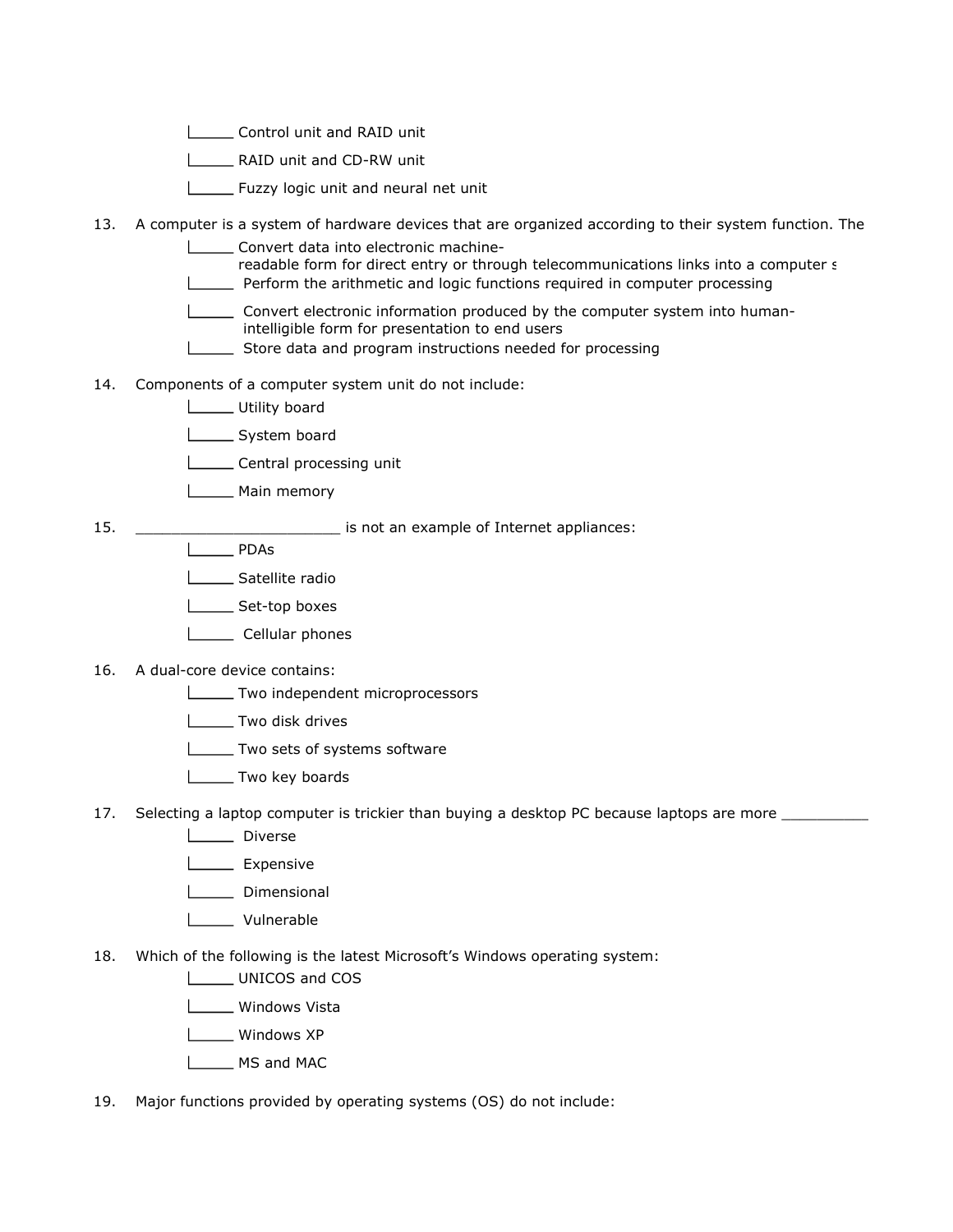- ______ Control unit and RAID unit
- ______ RAID unit and CD-RW unit
- ______ Fuzzy logic unit and neural net unit

13. A computer is a system of hardware devices that are organized according to their system function. The
    - ______ Convert data into electronic machine-readable form for direct entry or through telecommunications links into a computer s
    - ______ Perform the arithmetic and logic functions required in computer processing
    - ______ Convert electronic information produced by the computer system into human-intelligible form for presentation to end users
    - ______ Store data and program instructions needed for processing

14. Components of a computer system unit do not include:
    - ______ Utility board
    - ______ System board
    - ______ Central processing unit
    - ______ Main memory

15. ________________________ is not an example of Internet appliances:
    - ______ PDAs
    - ______ Satellite radio
    - ______ Set-top boxes
    - ______ Cellular phones

16. A dual-core device contains:
    - ______ Two independent microprocessors
    - ______ Two disk drives
    - ______ Two sets of systems software
    - ______ Two key boards

17. Selecting a laptop computer is trickier than buying a desktop PC because laptops are more __________
    - ______ Diverse
    - ______ Expensive
    - ______ Dimensional
    - ______ Vulnerable

18. Which of the following is the latest Microsoft's Windows operating system:
    - ______ UNICOS and COS
    - ______ Windows Vista
    - ______ Windows XP
    - ______ MS and MAC

19. Major functions provided by operating systems (OS) do not include: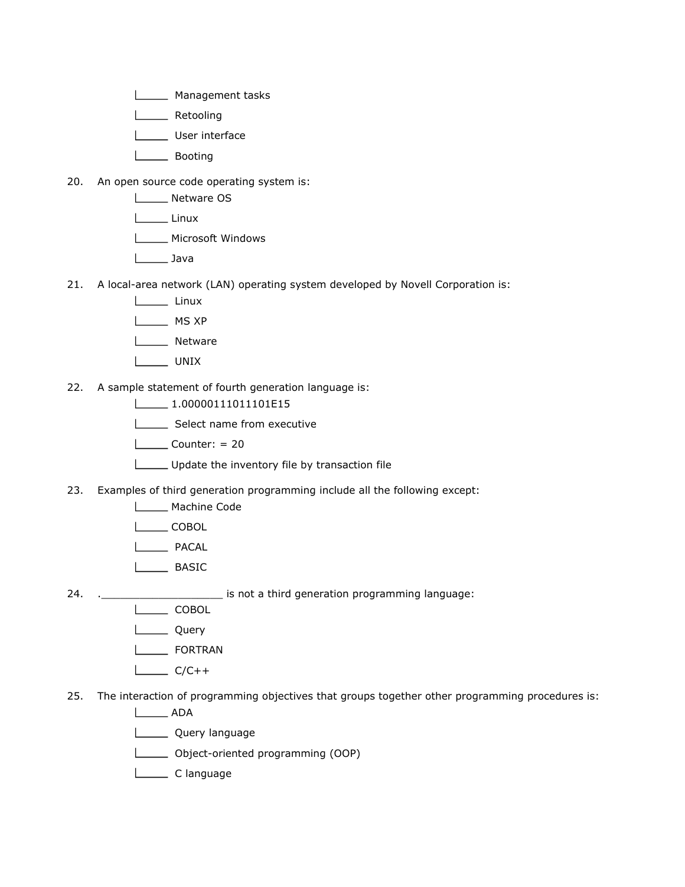- _____ Management tasks
- _____ Retooling
- _____ User interface
- _____ Booting

20. An open source code operating system is:
    - _____ Netware OS
    - _____ Linux
    - _____ Microsoft Windows
    - _____ Java

21. A local-area network (LAN) operating system developed by Novell Corporation is:
    - _____ Linux
    - _____ MS XP
    - _____ Netware
    - _____ UNIX

22. A sample statement of fourth generation language is:
    - _____ 1.00000111011101E15
    - _____ Select name from executive
    - _____ Counter: = 20
    - _____ Update the inventory file by transaction file

23. Examples of third generation programming include all the following except:
    - _____ Machine Code
    - _____ COBOL
    - _____ PACAL
    - _____ BASIC

24. .___________________ is not a third generation programming language:
    - _____ COBOL
    - _____ Query
    - _____ FORTRAN
    - _____ C/C++

25. The interaction of programming objectives that groups together other programming procedures is:
    - _____ ADA
    - _____ Query language
    - _____ Object-oriented programming (OOP)
    - _____ C language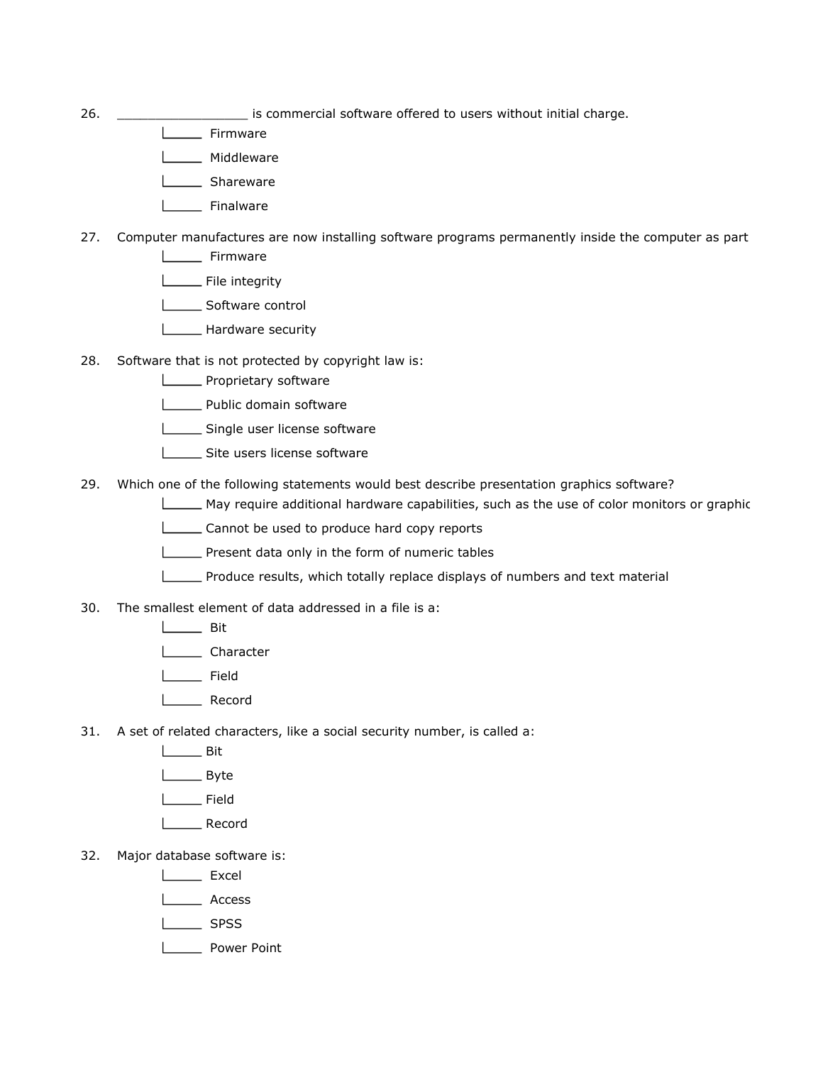26. _________________ is commercial software offered to users without initial charge.

    - _____ Firmware
    - _____ Middleware
    - _____ Shareware
    - _____ Finalware

27. Computer manufactures are now installing software programs permanently inside the computer as part

    - _____ Firmware
    - _____ File integrity
    - _____ Software control
    - _____ Hardware security

28. Software that is not protected by copyright law is:

    - _____ Proprietary software
    - _____ Public domain software
    - _____ Single user license software
    - _____ Site users license software

29. Which one of the following statements would best describe presentation graphics software?

    - _____ May require additional hardware capabilities, such as the use of color monitors or graphic
    - _____ Cannot be used to produce hard copy reports
    - _____ Present data only in the form of numeric tables
    - _____ Produce results, which totally replace displays of numbers and text material

30. The smallest element of data addressed in a file is a:

    - _____ Bit
    - _____ Character
    - _____ Field
    - _____ Record

31. A set of related characters, like a social security number, is called a:

    - _____ Bit
    - _____ Byte
    - _____ Field
    - _____ Record

32. Major database software is:

    - _____ Excel
    - _____ Access
    - _____ SPSS
    - _____ Power Point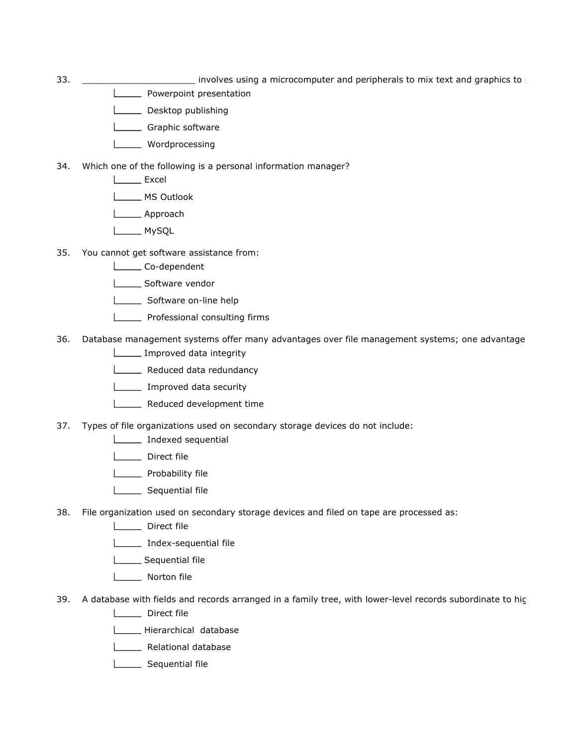33. ______________________ involves using a microcomputer and peripherals to mix text and graphics to

    - ______ Powerpoint presentation
    - ______ Desktop publishing
    - ______ Graphic software
    - ______ Wordprocessing

34. Which one of the following is a personal information manager?

    - ______ Excel
    - ______ MS Outlook
    - ______ Approach
    - ______ MySQL

35. You cannot get software assistance from:

    - ______ Co-dependent
    - ______ Software vendor
    - ______ Software on-line help
    - ______ Professional consulting firms

36. Database management systems offer many advantages over file management systems; one advantage

    - ______ Improved data integrity
    - ______ Reduced data redundancy
    - ______ Improved data security
    - ______ Reduced development time

37. Types of file organizations used on secondary storage devices do not include:

    - ______ Indexed sequential
    - ______ Direct file
    - ______ Probability file
    - ______ Sequential file

38. File organization used on secondary storage devices and filed on tape are processed as:

    - ______ Direct file
    - ______ Index-sequential file
    - ______ Sequential file
    - ______ Norton file

39. A database with fields and records arranged in a family tree, with lower-level records subordinate to hig

    - ______ Direct file
    - ______ Hierarchical database
    - ______ Relational database
    - ______ Sequential file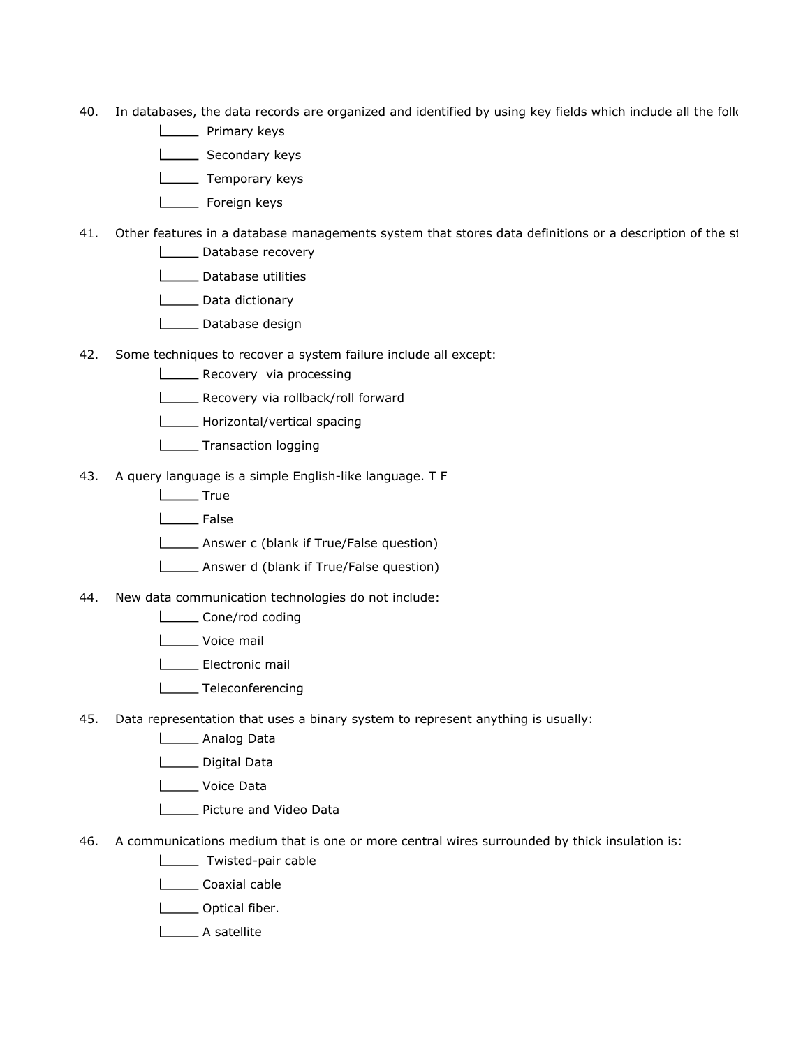40. In databases, the data records are organized and identified by using key fields which include all the follo

    - _____ Primary keys
    - _____ Secondary keys
    - _____ Temporary keys
    - _____ Foreign keys

41. Other features in a database managements system that stores data definitions or a description of the st

    - _____ Database recovery
    - _____ Database utilities
    - _____ Data dictionary
    - _____ Database design

42. Some techniques to recover a system failure include all except:

    - _____ Recovery via processing
    - _____ Recovery via rollback/roll forward
    - _____ Horizontal/vertical spacing
    - _____ Transaction logging

43. A query language is a simple English-like language. T F

    - _____ True
    - _____ False
    - _____ Answer c (blank if True/False question)
    - _____ Answer d (blank if True/False question)

44. New data communication technologies do not include:

    - _____ Cone/rod coding
    - _____ Voice mail
    - _____ Electronic mail
    - _____ Teleconferencing

45. Data representation that uses a binary system to represent anything is usually:

    - _____ Analog Data
    - _____ Digital Data
    - _____ Voice Data
    - _____ Picture and Video Data

46. A communications medium that is one or more central wires surrounded by thick insulation is:

    - _____ Twisted-pair cable
    - _____ Coaxial cable
    - _____ Optical fiber.
    - _____ A satellite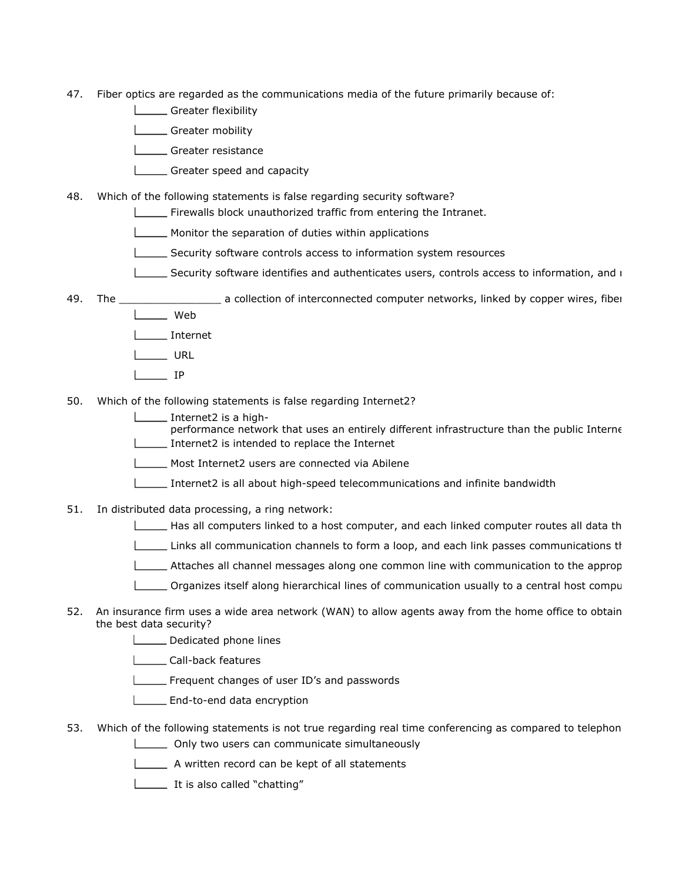47. Fiber optics are regarded as the communications media of the future primarily because of:

- ______ Greater flexibility
- ______ Greater mobility
- ______ Greater resistance
- ______ Greater speed and capacity

48. Which of the following statements is false regarding security software?

- ______ Firewalls block unauthorized traffic from entering the Intranet.
- ______ Monitor the separation of duties within applications
- ______ Security software controls access to information system resources
- ______ Security software identifies and authenticates users, controls access to information, and r

49. The ________________ a collection of interconnected computer networks, linked by copper wires, fiber

- ______ Web
- ______ Internet
- ______ URL
- ______ IP

50. Which of the following statements is false regarding Internet2?

- ______ Internet2 is a high-performance network that uses an entirely different infrastructure than the public Interne
- ______ Internet2 is intended to replace the Internet
- ______ Most Internet2 users are connected via Abilene
- ______ Internet2 is all about high-speed telecommunications and infinite bandwidth

51. In distributed data processing, a ring network:

- ______ Has all computers linked to a host computer, and each linked computer routes all data th
- ______ Links all communication channels to form a loop, and each link passes communications th
- ______ Attaches all channel messages along one common line with communication to the approp
- ______ Organizes itself along hierarchical lines of communication usually to a central host compu

52. An insurance firm uses a wide area network (WAN) to allow agents away from the home office to obtain the best data security?

- ______ Dedicated phone lines
- ______ Call-back features
- ______ Frequent changes of user ID's and passwords
- ______ End-to-end data encryption

53. Which of the following statements is not true regarding real time conferencing as compared to telephon

- ______ Only two users can communicate simultaneously
- ______ A written record can be kept of all statements
- ______ It is also called "chatting"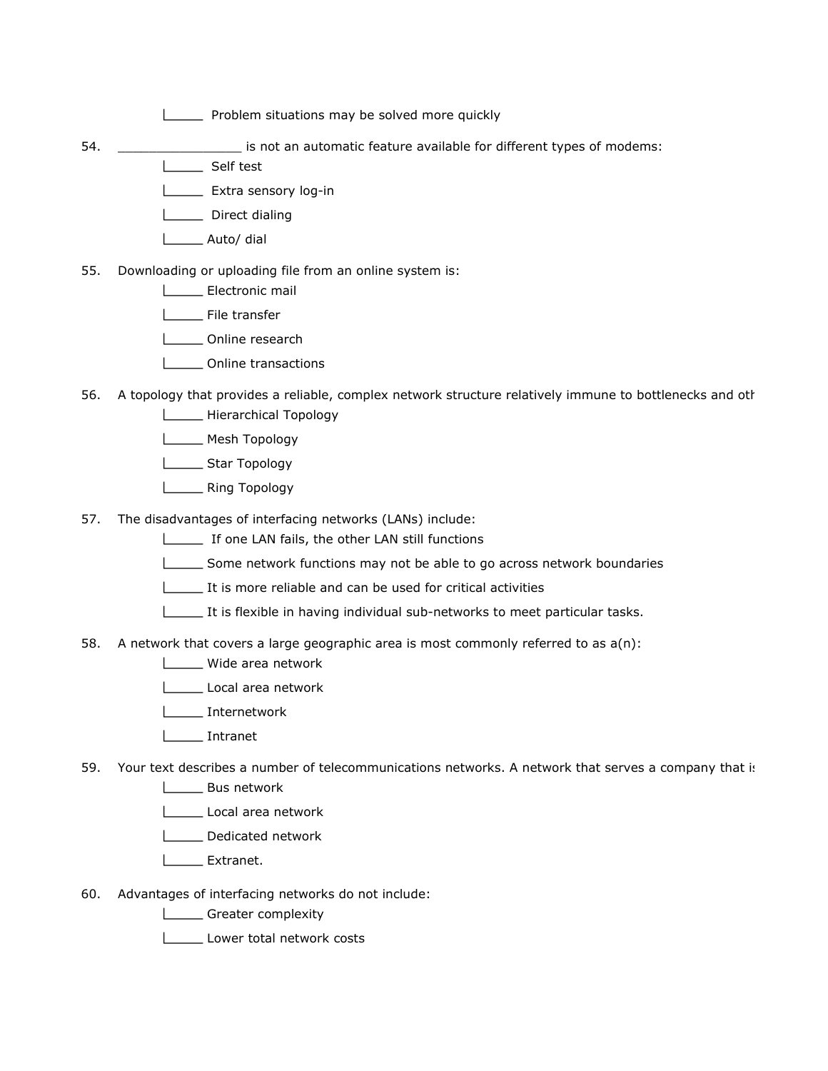|_____ Problem situations may be solved more quickly

54. ________________ is not an automatic feature available for different types of modems:

|_____ Self test

|_____ Extra sensory log-in

|_____ Direct dialing

|_____ Auto/ dial

55. Downloading or uploading file from an online system is:

|_____ Electronic mail

|_____ File transfer

|_____ Online research

|_____ Online transactions

56. A topology that provides a reliable, complex network structure relatively immune to bottlenecks and oth

|_____ Hierarchical Topology

|_____ Mesh Topology

|_____ Star Topology

|_____ Ring Topology

57. The disadvantages of interfacing networks (LANs) include:

|_____ If one LAN fails, the other LAN still functions

|_____ Some network functions may not be able to go across network boundaries

|_____ It is more reliable and can be used for critical activities

|_____ It is flexible in having individual sub-networks to meet particular tasks.

58. A network that covers a large geographic area is most commonly referred to as a(n):

|_____ Wide area network

|_____ Local area network

|_____ Internetwork

|_____ Intranet

59. Your text describes a number of telecommunications networks. A network that serves a company that is

|_____ Bus network

|_____ Local area network

|_____ Dedicated network

|_____ Extranet.

60. Advantages of interfacing networks do not include:

|_____ Greater complexity

|_____ Lower total network costs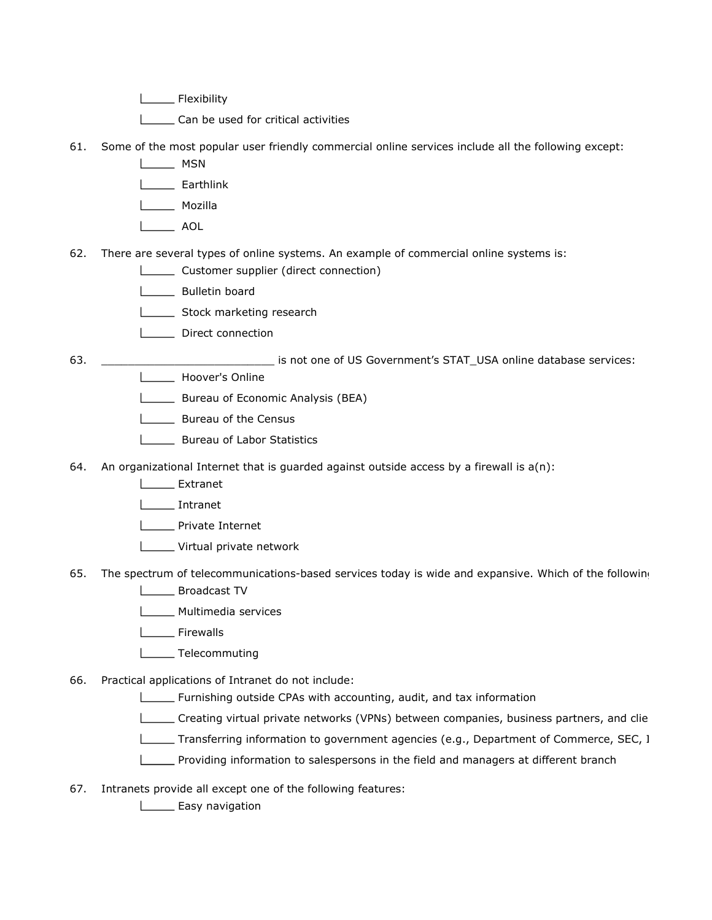- _____ Flexibility
- _____ Can be used for critical activities

61. Some of the most popular user friendly commercial online services include all the following except:
    - _____ MSN
    - _____ Earthlink
    - _____ Mozilla
    - _____ AOL

62. There are several types of online systems. An example of commercial online systems is:
    - _____ Customer supplier (direct connection)
    - _____ Bulletin board
    - _____ Stock marketing research
    - _____ Direct connection

63. __________________________ is not one of US Government's STAT_USA online database services:
    - _____ Hoover's Online
    - _____ Bureau of Economic Analysis (BEA)
    - _____ Bureau of the Census
    - _____ Bureau of Labor Statistics

64. An organizational Internet that is guarded against outside access by a firewall is a(n):
    - _____ Extranet
    - _____ Intranet
    - _____ Private Internet
    - _____ Virtual private network

65. The spectrum of telecommunications-based services today is wide and expansive. Which of the followin
    - _____ Broadcast TV
    - _____ Multimedia services
    - _____ Firewalls
    - _____ Telecommuting

66. Practical applications of Intranet do not include:
    - _____ Furnishing outside CPAs with accounting, audit, and tax information
    - _____ Creating virtual private networks (VPNs) between companies, business partners, and clie
    - _____ Transferring information to government agencies (e.g., Department of Commerce, SEC, I
    - _____ Providing information to salespersons in the field and managers at different branch

67. Intranets provide all except one of the following features:
    - _____ Easy navigation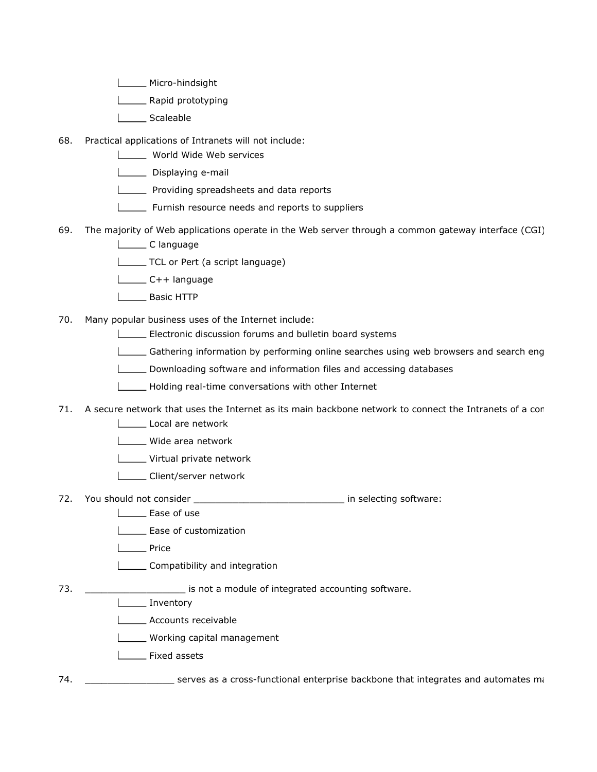\_\_\_\_\_ Micro-hindsight

\_\_\_\_\_ Rapid prototyping

\_\_\_\_\_ Scaleable

68. Practical applications of Intranets will not include:

    \_\_\_\_\_ World Wide Web services

    \_\_\_\_\_ Displaying e-mail

    \_\_\_\_\_ Providing spreadsheets and data reports

    \_\_\_\_\_ Furnish resource needs and reports to suppliers

69. The majority of Web applications operate in the Web server through a common gateway interface (CGI)

    \_\_\_\_\_ C language

    \_\_\_\_\_ TCL or Pert (a script language)

    \_\_\_\_\_ C++ language

    \_\_\_\_\_ Basic HTTP

70. Many popular business uses of the Internet include:

    \_\_\_\_\_ Electronic discussion forums and bulletin board systems

    \_\_\_\_\_ Gathering information by performing online searches using web browsers and search eng

    \_\_\_\_\_ Downloading software and information files and accessing databases

    \_\_\_\_\_ Holding real-time conversations with other Internet

71. A secure network that uses the Internet as its main backbone network to connect the Intranets of a con

    \_\_\_\_\_ Local are network

    \_\_\_\_\_ Wide area network

    \_\_\_\_\_ Virtual private network

    \_\_\_\_\_ Client/server network

72. You should not consider \_\_\_\_\_\_\_\_\_\_\_\_\_\_\_\_\_\_\_\_\_\_\_\_\_\_\_ in selecting software:

    \_\_\_\_\_ Ease of use

    \_\_\_\_\_ Ease of customization

    \_\_\_\_\_ Price

    \_\_\_\_\_ Compatibility and integration

73. \_\_\_\_\_\_\_\_\_\_\_\_\_\_\_\_\_\_ is not a module of integrated accounting software.

    \_\_\_\_\_ Inventory

    \_\_\_\_\_ Accounts receivable

    \_\_\_\_\_ Working capital management

    \_\_\_\_\_ Fixed assets

74. \_\_\_\_\_\_\_\_\_\_\_\_\_\_\_\_ serves as a cross-functional enterprise backbone that integrates and automates ma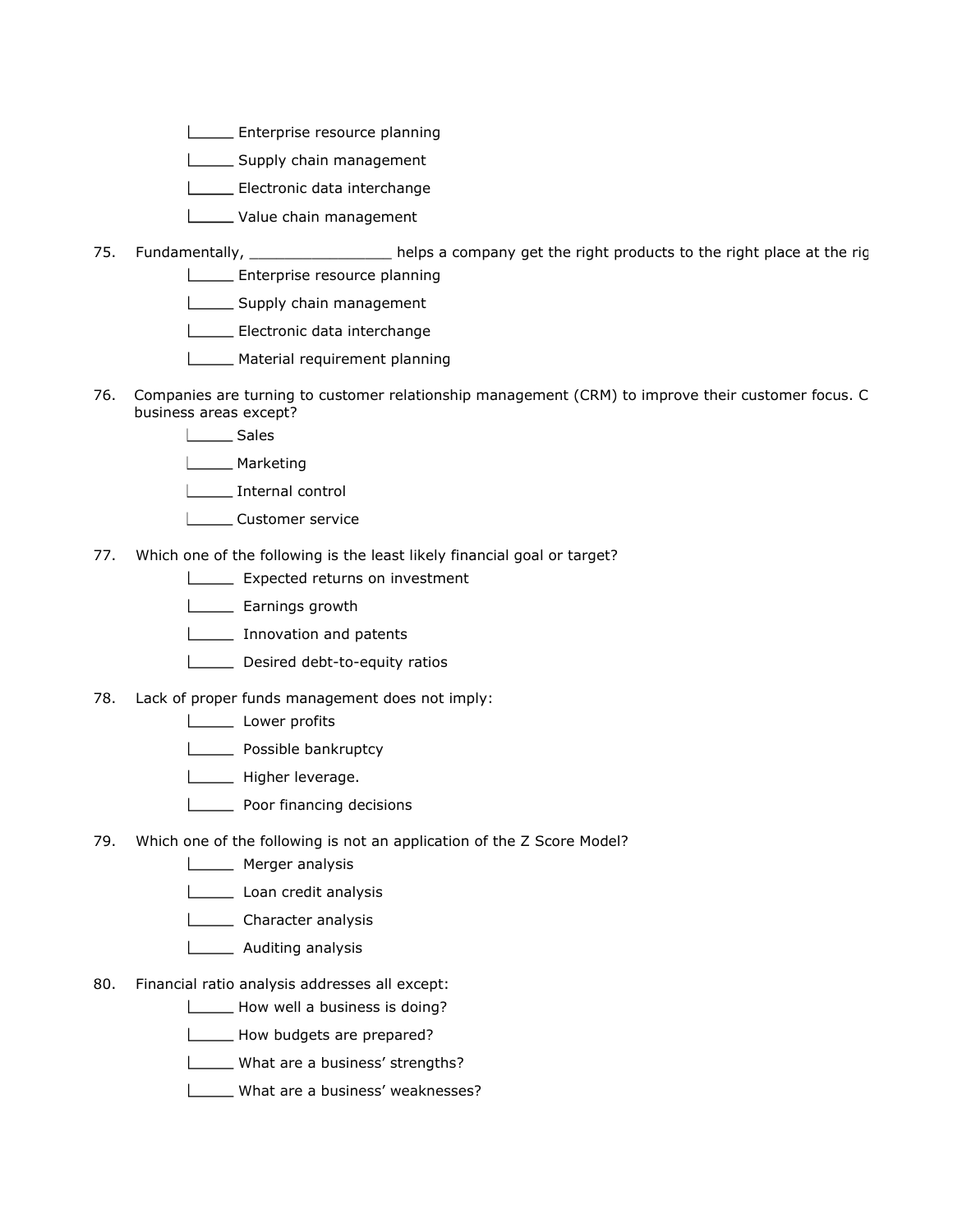- _____ Enterprise resource planning
- _____ Supply chain management
- _____ Electronic data interchange
- _____ Value chain management

75. Fundamentally, ________________ helps a company get the right products to the right place at the rig
    - _____ Enterprise resource planning
    - _____ Supply chain management
    - _____ Electronic data interchange
    - _____ Material requirement planning

76. Companies are turning to customer relationship management (CRM) to improve their customer focus. C business areas except?
    - _____ Sales
    - _____ Marketing
    - _____ Internal control
    - _____ Customer service

77. Which one of the following is the least likely financial goal or target?
    - _____ Expected returns on investment
    - _____ Earnings growth
    - _____ Innovation and patents
    - _____ Desired debt-to-equity ratios

78. Lack of proper funds management does not imply:
    - _____ Lower profits
    - _____ Possible bankruptcy
    - _____ Higher leverage.
    - _____ Poor financing decisions

79. Which one of the following is not an application of the Z Score Model?
    - _____ Merger analysis
    - _____ Loan credit analysis
    - _____ Character analysis
    - _____ Auditing analysis

80. Financial ratio analysis addresses all except:
    - _____ How well a business is doing?
    - _____ How budgets are prepared?
    - _____ What are a business' strengths?
    - _____ What are a business' weaknesses?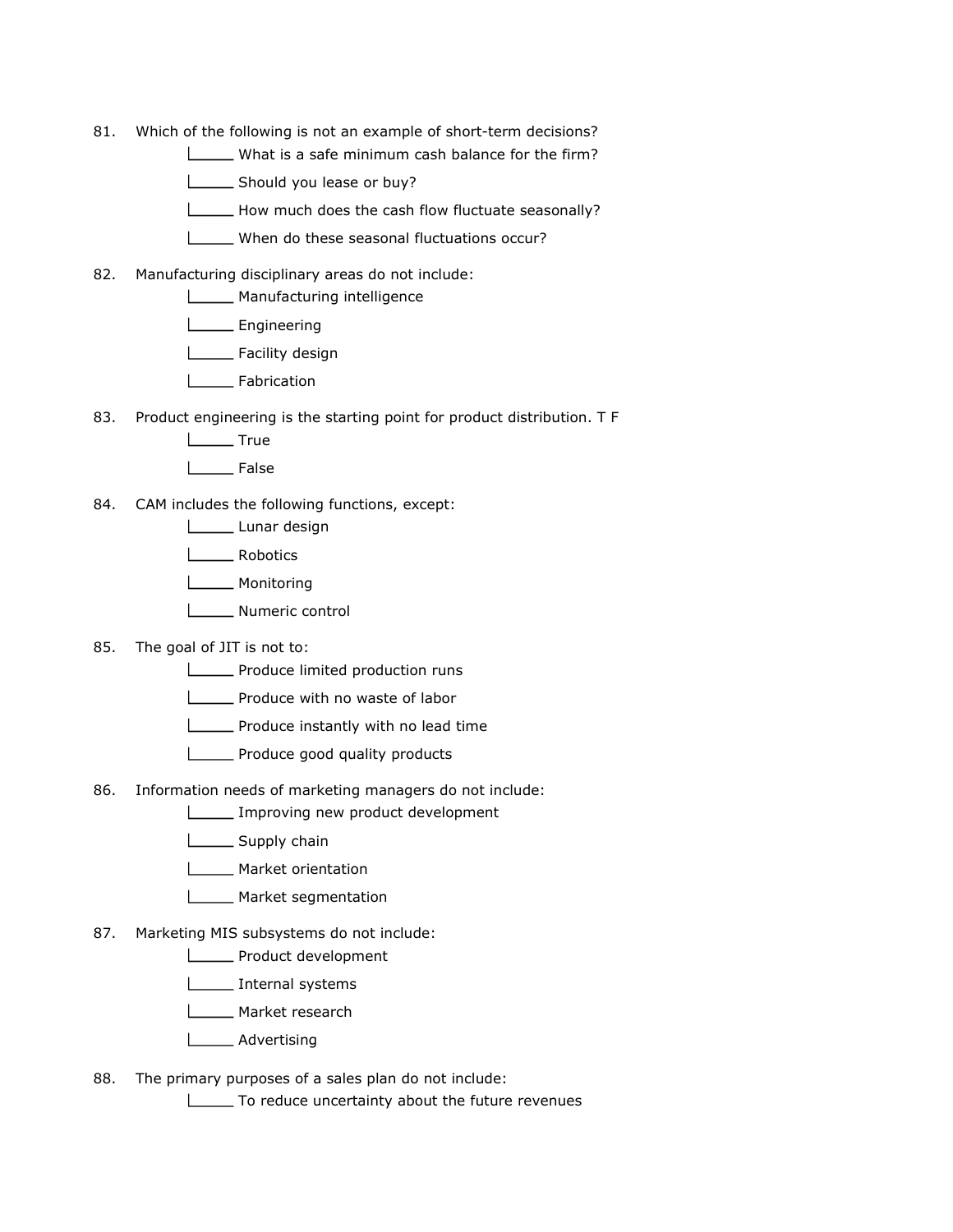81. Which of the following is not an example of short-term decisions?
    - _____ What is a safe minimum cash balance for the firm?
    - _____ Should you lease or buy?
    - _____ How much does the cash flow fluctuate seasonally?
    - _____ When do these seasonal fluctuations occur?

82. Manufacturing disciplinary areas do not include:
    - _____ Manufacturing intelligence
    - _____ Engineering
    - _____ Facility design
    - _____ Fabrication

83. Product engineering is the starting point for product distribution. T F
    - _____ True
    - _____ False

84. CAM includes the following functions, except:
    - _____ Lunar design
    - _____ Robotics
    - _____ Monitoring
    - _____ Numeric control

85. The goal of JIT is not to:
    - _____ Produce limited production runs
    - _____ Produce with no waste of labor
    - _____ Produce instantly with no lead time
    - _____ Produce good quality products

86. Information needs of marketing managers do not include:
    - _____ Improving new product development
    - _____ Supply chain
    - _____ Market orientation
    - _____ Market segmentation

87. Marketing MIS subsystems do not include:
    - _____ Product development
    - _____ Internal systems
    - _____ Market research
    - _____ Advertising

88. The primary purposes of a sales plan do not include:
    - _____ To reduce uncertainty about the future revenues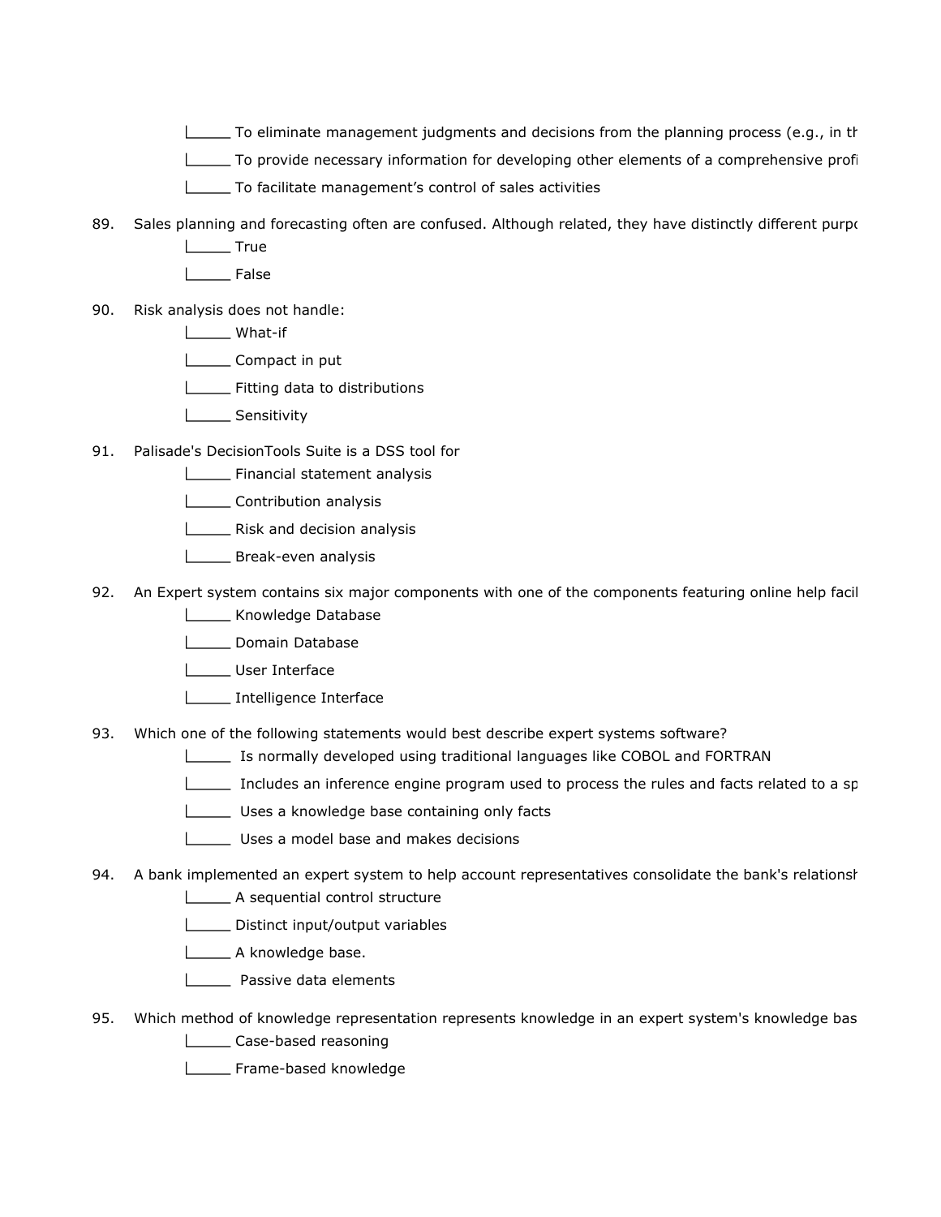_____ To eliminate management judgments and decisions from the planning process (e.g., in th

_____ To provide necessary information for developing other elements of a comprehensive profi

_____ To facilitate management's control of sales activities

89. Sales planning and forecasting often are confused. Although related, they have distinctly different purpo

_____ True

_____ False

90. Risk analysis does not handle:

_____ What-if

_____ Compact in put

_____ Fitting data to distributions

_____ Sensitivity

91. Palisade's DecisionTools Suite is a DSS tool for

_____ Financial statement analysis

_____ Contribution analysis

_____ Risk and decision analysis

_____ Break-even analysis

92. An Expert system contains six major components with one of the components featuring online help facil

_____ Knowledge Database

_____ Domain Database

_____ User Interface

_____ Intelligence Interface

93. Which one of the following statements would best describe expert systems software?

_____ Is normally developed using traditional languages like COBOL and FORTRAN

_____ Includes an inference engine program used to process the rules and facts related to a sp

_____ Uses a knowledge base containing only facts

_____ Uses a model base and makes decisions

94. A bank implemented an expert system to help account representatives consolidate the bank's relationsh

_____ A sequential control structure

_____ Distinct input/output variables

_____ A knowledge base.

_____ Passive data elements

95. Which method of knowledge representation represents knowledge in an expert system's knowledge bas

_____ Case-based reasoning

_____ Frame-based knowledge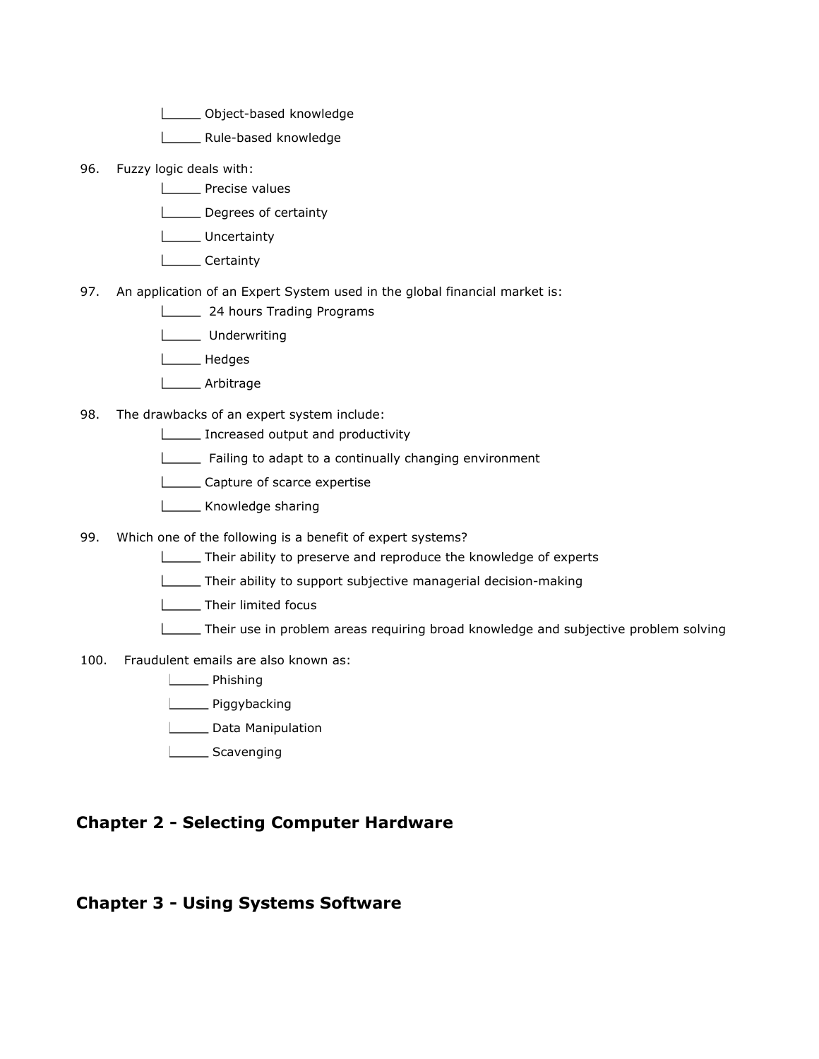- \_\_\_\_\_ Object-based knowledge
- \_\_\_\_\_ Rule-based knowledge

96. Fuzzy logic deals with:
    - \_\_\_\_\_ Precise values
    - \_\_\_\_\_ Degrees of certainty
    - \_\_\_\_\_ Uncertainty
    - \_\_\_\_\_ Certainty

97. An application of an Expert System used in the global financial market is:
    - \_\_\_\_\_ 24 hours Trading Programs
    - \_\_\_\_\_ Underwriting
    - \_\_\_\_\_ Hedges
    - \_\_\_\_\_ Arbitrage

98. The drawbacks of an expert system include:
    - \_\_\_\_\_ Increased output and productivity
    - \_\_\_\_\_ Failing to adapt to a continually changing environment
    - \_\_\_\_\_ Capture of scarce expertise
    - \_\_\_\_\_ Knowledge sharing

99. Which one of the following is a benefit of expert systems?
    - \_\_\_\_\_ Their ability to preserve and reproduce the knowledge of experts
    - \_\_\_\_\_ Their ability to support subjective managerial decision-making
    - \_\_\_\_\_ Their limited focus
    - \_\_\_\_\_ Their use in problem areas requiring broad knowledge and subjective problem solving

100. Fraudulent emails are also known as:
    - \_\_\_\_\_ Phishing
    - \_\_\_\_\_ Piggybacking
    - \_\_\_\_\_ Data Manipulation
    - \_\_\_\_\_ Scavenging

## Chapter 2 - Selecting Computer Hardware

## Chapter 3 - Using Systems Software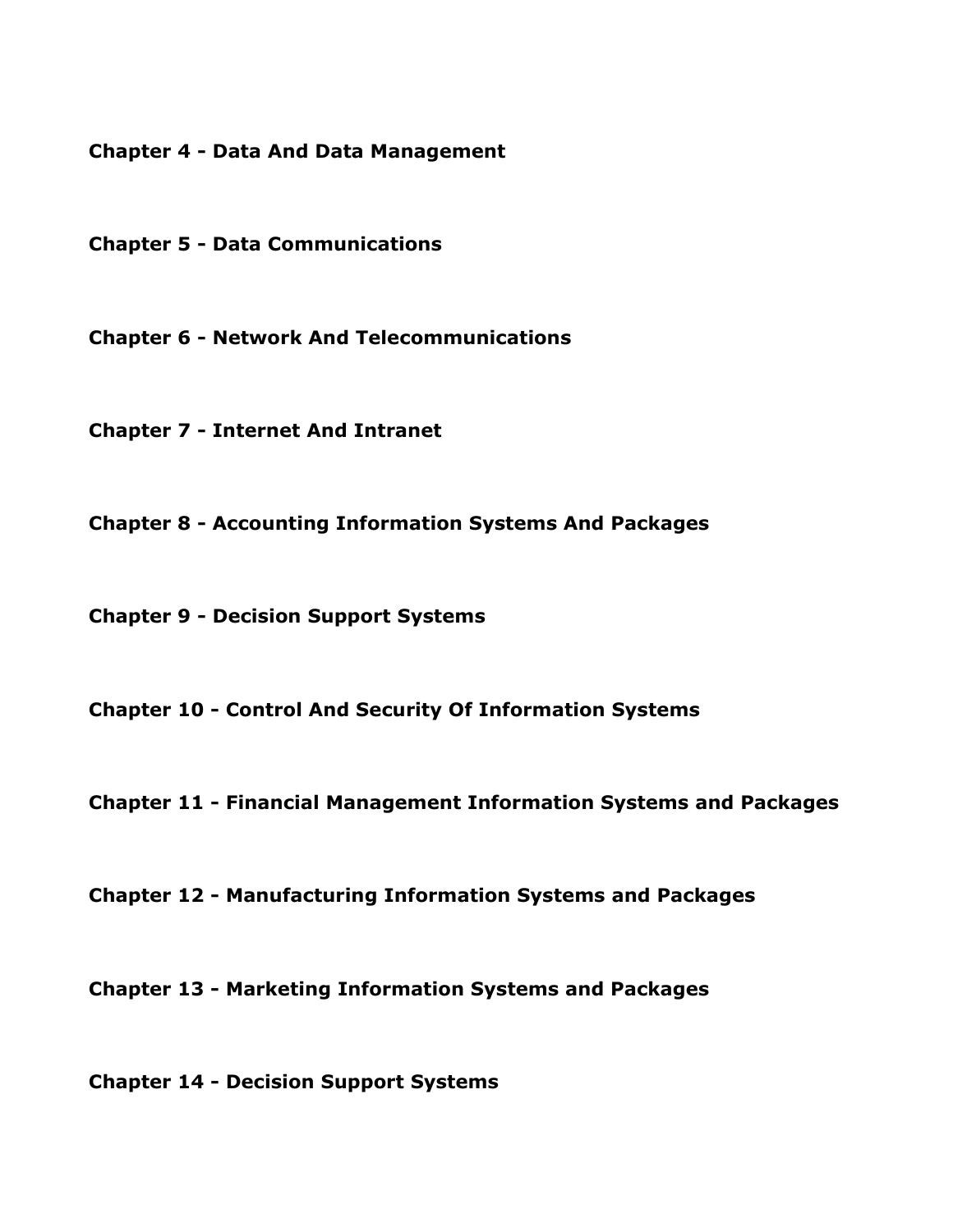**Chapter 4 - Data And Data Management**

**Chapter 5 - Data Communications**

**Chapter 6 - Network And Telecommunications**

**Chapter 7 - Internet And Intranet**

**Chapter 8 - Accounting Information Systems And Packages**

**Chapter 9 - Decision Support Systems**

**Chapter 10 - Control And Security Of Information Systems**

**Chapter 11 - Financial Management Information Systems and Packages**

**Chapter 12 - Manufacturing Information Systems and Packages**

**Chapter 13 - Marketing Information Systems and Packages**

**Chapter 14 - Decision Support Systems**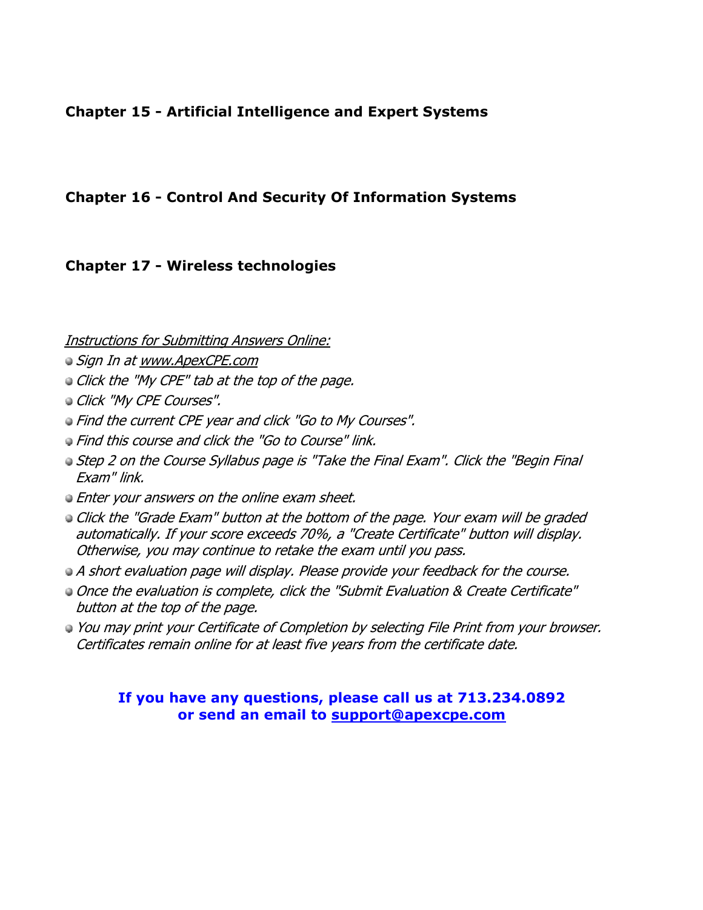**Chapter 15 - Artificial Intelligence and Expert Systems**

**Chapter 16 - Control And Security Of Information Systems**

**Chapter 17 - Wireless technologies**

*Instructions for Submitting Answers Online:*

- *Sign In at www.ApexCPE.com*
- *Click the "My CPE" tab at the top of the page.*
- *Click "My CPE Courses".*
- *Find the current CPE year and click "Go to My Courses".*
- *Find this course and click the "Go to Course" link.*
- *Step 2 on the Course Syllabus page is "Take the Final Exam". Click the "Begin Final Exam" link.*
- *Enter your answers on the online exam sheet.*
- *Click the "Grade Exam" button at the bottom of the page. Your exam will be graded automatically. If your score exceeds 70%, a "Create Certificate" button will display. Otherwise, you may continue to retake the exam until you pass.*
- *A short evaluation page will display. Please provide your feedback for the course.*
- *Once the evaluation is complete, click the "Submit Evaluation & Create Certificate" button at the top of the page.*
- *You may print your Certificate of Completion by selecting File Print from your browser. Certificates remain online for at least five years from the certificate date.*

**If you have any questions, please call us at 713.234.0892 or send an email to support@apexcpe.com**